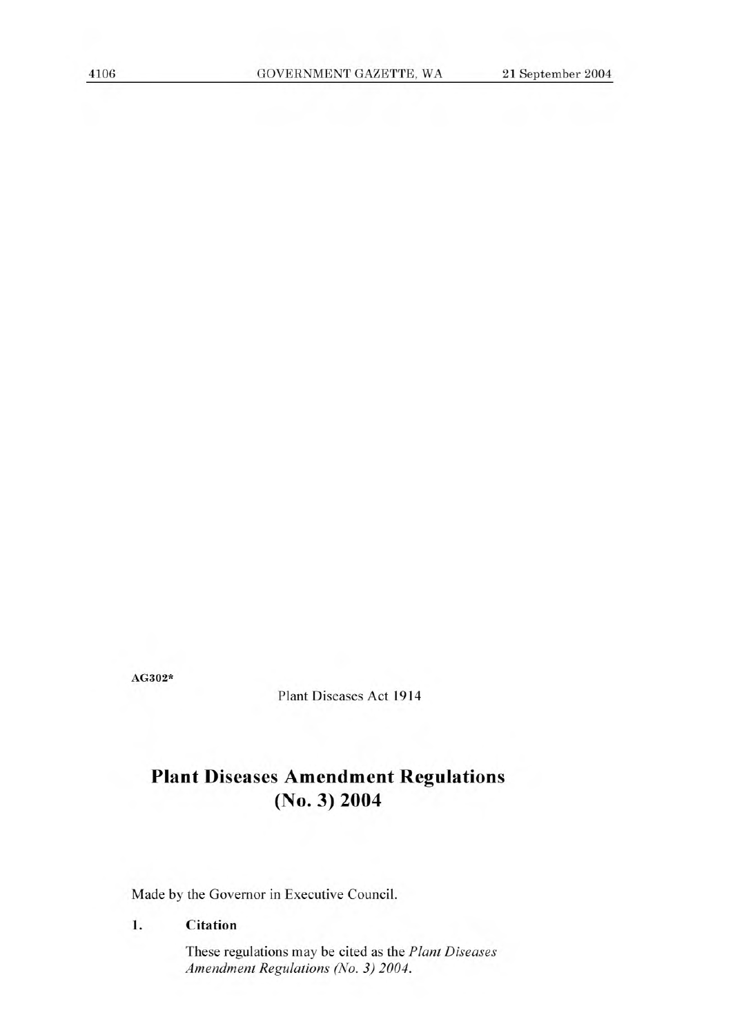AG302*

Plant Diseases Act 1914

# Plant Diseases Amendment Regulations (No. 3) 2004

Made by the Governor in Executive Council.

### 1. Citation

These regulations may be cited as the *Plant Diseases Amendment Regulations (No. 3) 2004*.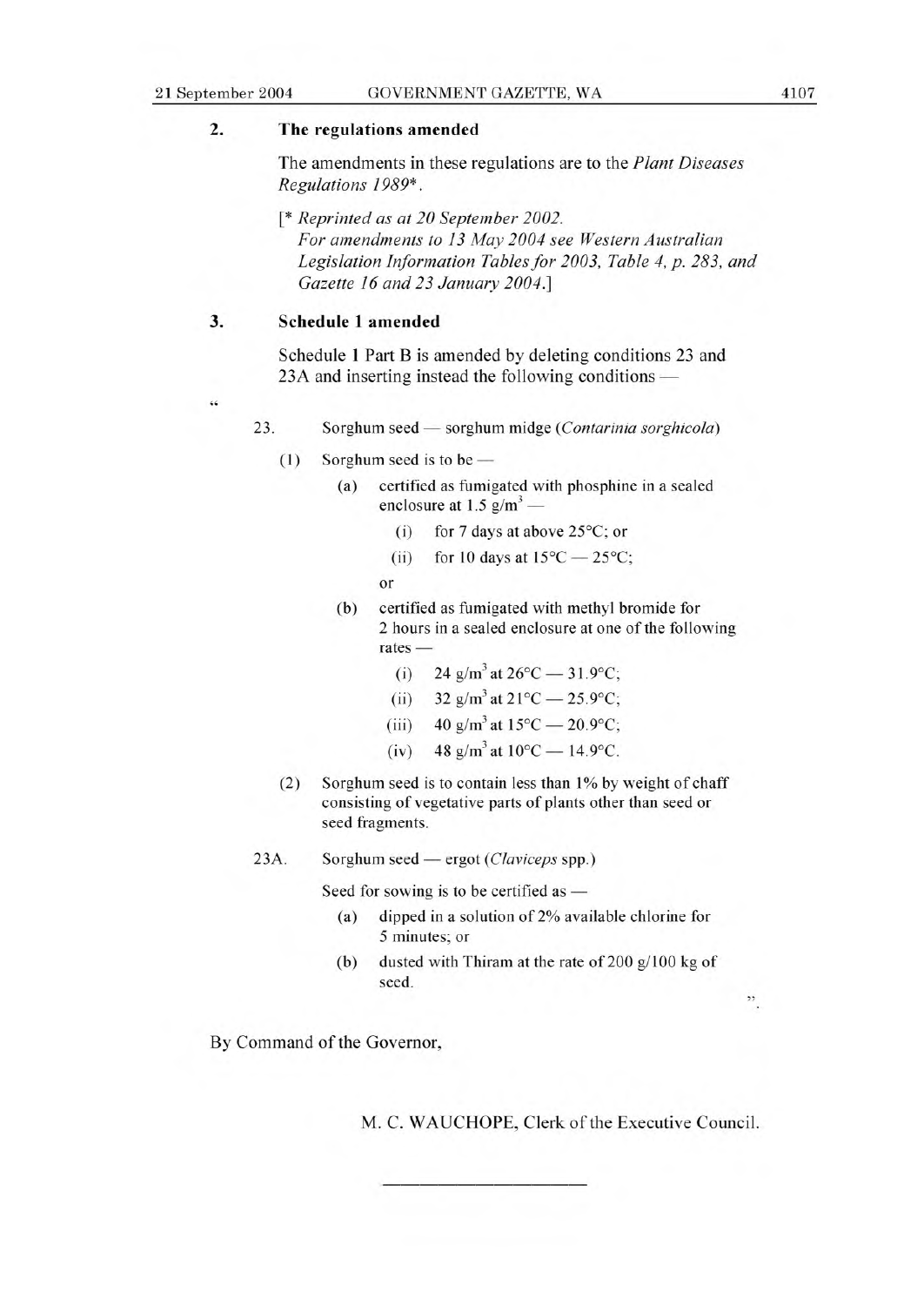## 2. The regulations amended

The amendments in these regulations are to the *Plant Diseases Regulations 1989*\*.

[\* *Reprinted as at 20 September 2002.*
*For amendments to 13 May 2004 see Western Australian Legislation Information Tables for 2003, Table 4, p. 283, and Gazette 16 and 23 January 2004.*]

## 3. Schedule 1 amended

Schedule 1 Part B is amended by deleting conditions 23 and 23A and inserting instead the following conditions —

"

23. Sorghum seed — sorghum midge (*Contarinia sorghicola*)

(1) Sorghum seed is to be —

(a) certified as fumigated with phosphine in a sealed enclosure at 1.5 $g/m^3$ —

(i) for 7 days at above 25°C; or

(ii) for 10 days at 15°C — 25°C;

or

(b) certified as fumigated with methyl bromide for 2 hours in a sealed enclosure at one of the following rates —

(i) 24 $g/m^3$ at 26°C — 31.9°C;

(ii) 32 $g/m^3$ at 21°C — 25.9°C;

(iii) 40 $g/m^3$ at 15°C — 20.9°C;

(iv) 48 $g/m^3$ at 10°C — 14.9°C.

(2) Sorghum seed is to contain less than 1% by weight of chaff consisting of vegetative parts of plants other than seed or seed fragments.

23A. Sorghum seed — ergot (*Claviceps* spp.)

Seed for sowing is to be certified as —

(a) dipped in a solution of 2% available chlorine for 5 minutes; or

(b) dusted with Thiram at the rate of 200 g/100 kg of seed.

".

By Command of the Governor,

M. C. WAUCHOPE, Clerk of the Executive Council.